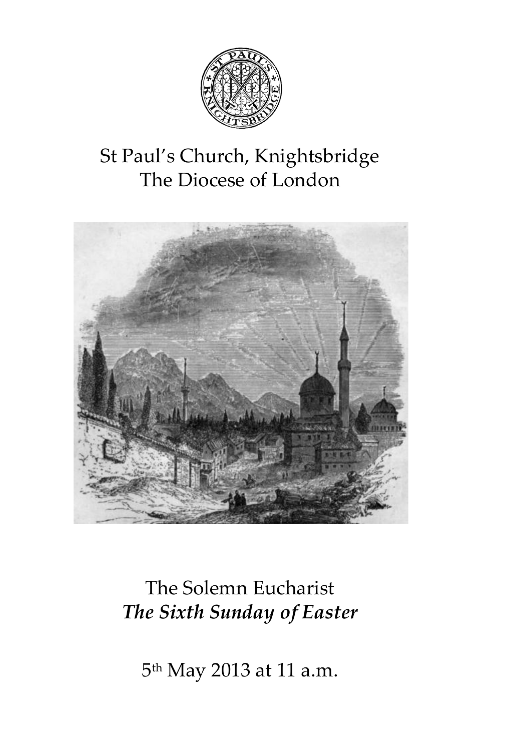# St Paul's Church, Knightsbridge
## The Diocese of London

# The Solemn Eucharist
## *The Sixth Sunday of Easter*

5th May 2013 at 11 a.m.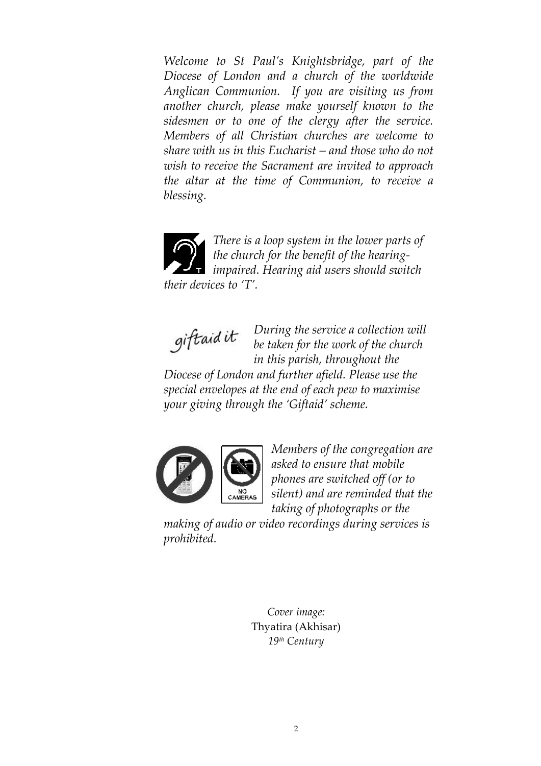*Welcome to St Paul's Knightsbridge, part of the Diocese of London and a church of the worldwide Anglican Communion. If you are visiting us from another church, please make yourself known to the sidesmen or to one of the clergy after the service. Members of all Christian churches are welcome to share with us in this Eucharist – and those who do not wish to receive the Sacrament are invited to approach the altar at the time of Communion, to receive a blessing.*

*There is a loop system in the lower parts of the church for the benefit of the hearing-impaired. Hearing aid users should switch their devices to 'T'.*

*During the service a collection will be taken for the work of the church in this parish, throughout the Diocese of London and further afield. Please use the special envelopes at the end of each pew to maximise your giving through the 'Giftaid' scheme.*

*Members of the congregation are asked to ensure that mobile phones are switched off (or to silent) and are reminded that the taking of photographs or the making of audio or video recordings during services is prohibited.*

*Cover image:*
Thyatira (Akhisar)
*19th Century*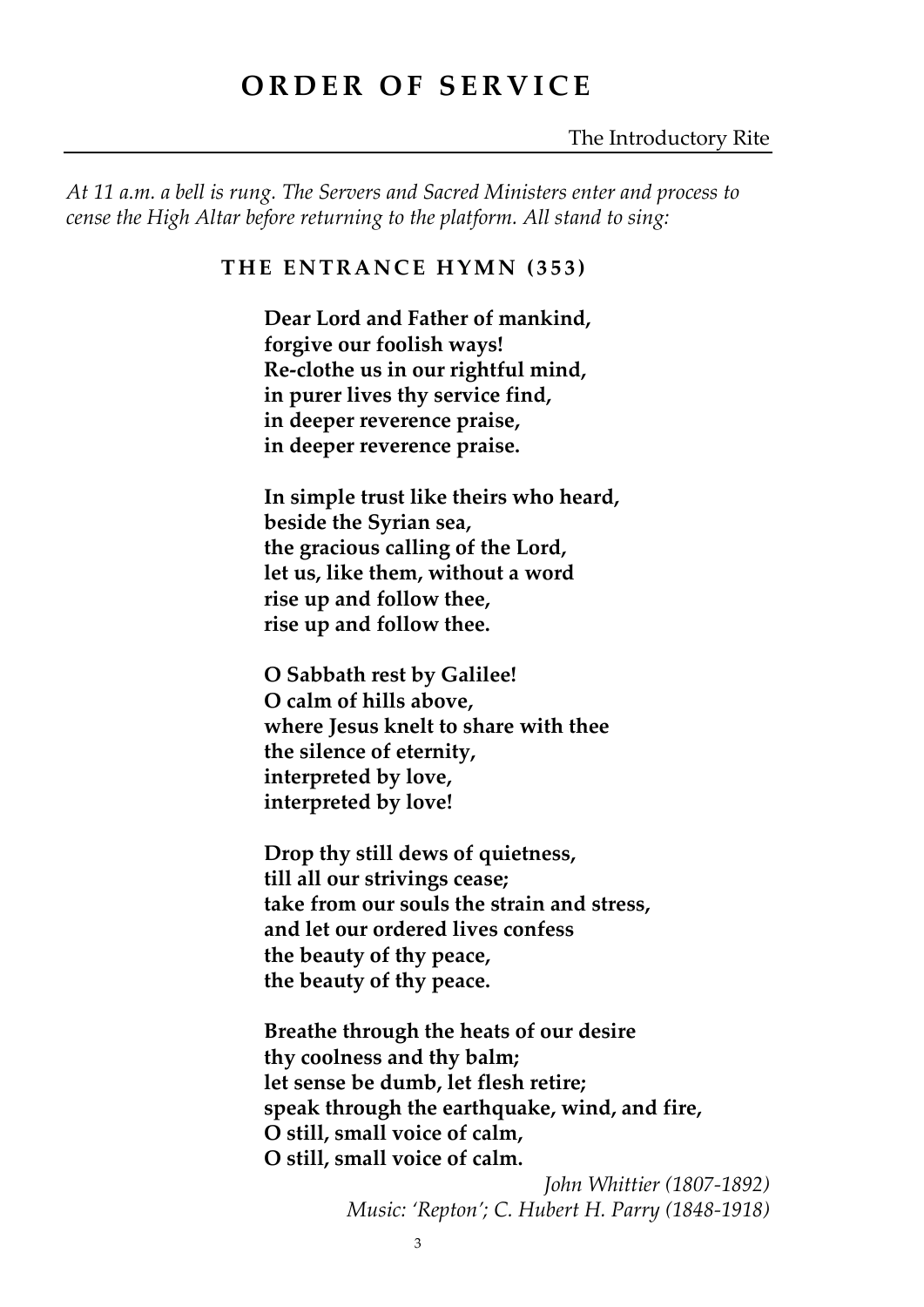# ORDER OF SERVICE

The Introductory Rite

*At 11 a.m. a bell is rung. The Servers and Sacred Ministers enter and process to cense the High Altar before returning to the platform. All stand to sing:*

### THE ENTRANCE HYMN (353)

**Dear Lord and Father of mankind,**
**forgive our foolish ways!**
**Re-clothe us in our rightful mind,**
**in purer lives thy service find,**
**in deeper reverence praise,**
**in deeper reverence praise.**

**In simple trust like theirs who heard,**
**beside the Syrian sea,**
**the gracious calling of the Lord,**
**let us, like them, without a word**
**rise up and follow thee,**
**rise up and follow thee.**

**O Sabbath rest by Galilee!**
**O calm of hills above,**
**where Jesus knelt to share with thee**
**the silence of eternity,**
**interpreted by love,**
**interpreted by love!**

**Drop thy still dews of quietness,**
**till all our strivings cease;**
**take from our souls the strain and stress,**
**and let our ordered lives confess**
**the beauty of thy peace,**
**the beauty of thy peace.**

**Breathe through the heats of our desire**
**thy coolness and thy balm;**
**let sense be dumb, let flesh retire;**
**speak through the earthquake, wind, and fire,**
**O still, small voice of calm,**
**O still, small voice of calm.**

*John Whittier (1807-1892)*
*Music: 'Repton'; C. Hubert H. Parry (1848-1918)*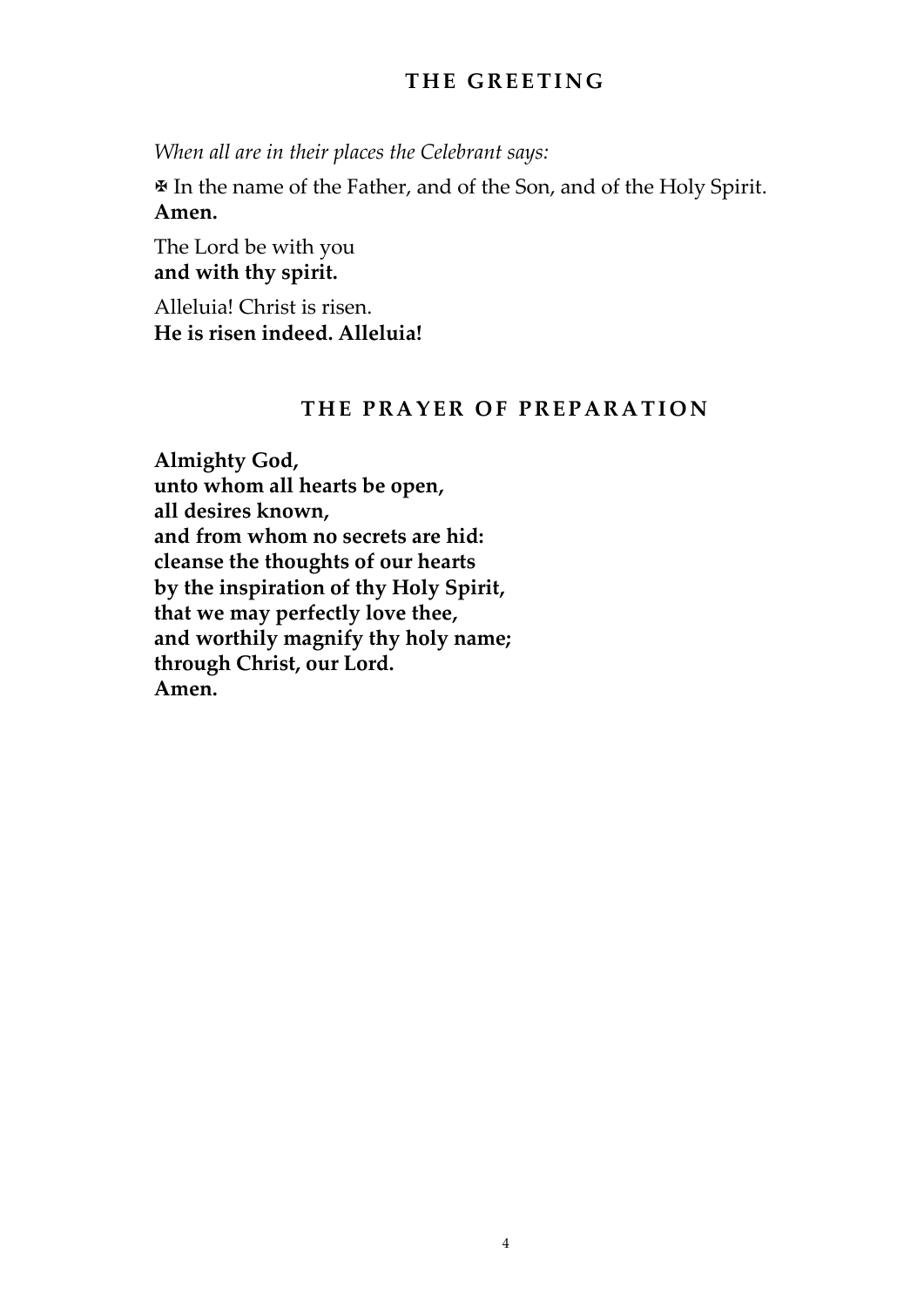## THE GREETING

*When all are in their places the Celebrant says:*

✠ In the name of the Father, and of the Son, and of the Holy Spirit.
**Amen.**

The Lord be with you
**and with thy spirit.**

Alleluia! Christ is risen.
**He is risen indeed. Alleluia!**

## THE PRAYER OF PREPARATION

**Almighty God,**
**unto whom all hearts be open,**
**all desires known,**
**and from whom no secrets are hid:**
**cleanse the thoughts of our hearts**
**by the inspiration of thy Holy Spirit,**
**that we may perfectly love thee,**
**and worthily magnify thy holy name;**
**through Christ, our Lord.**
**Amen.**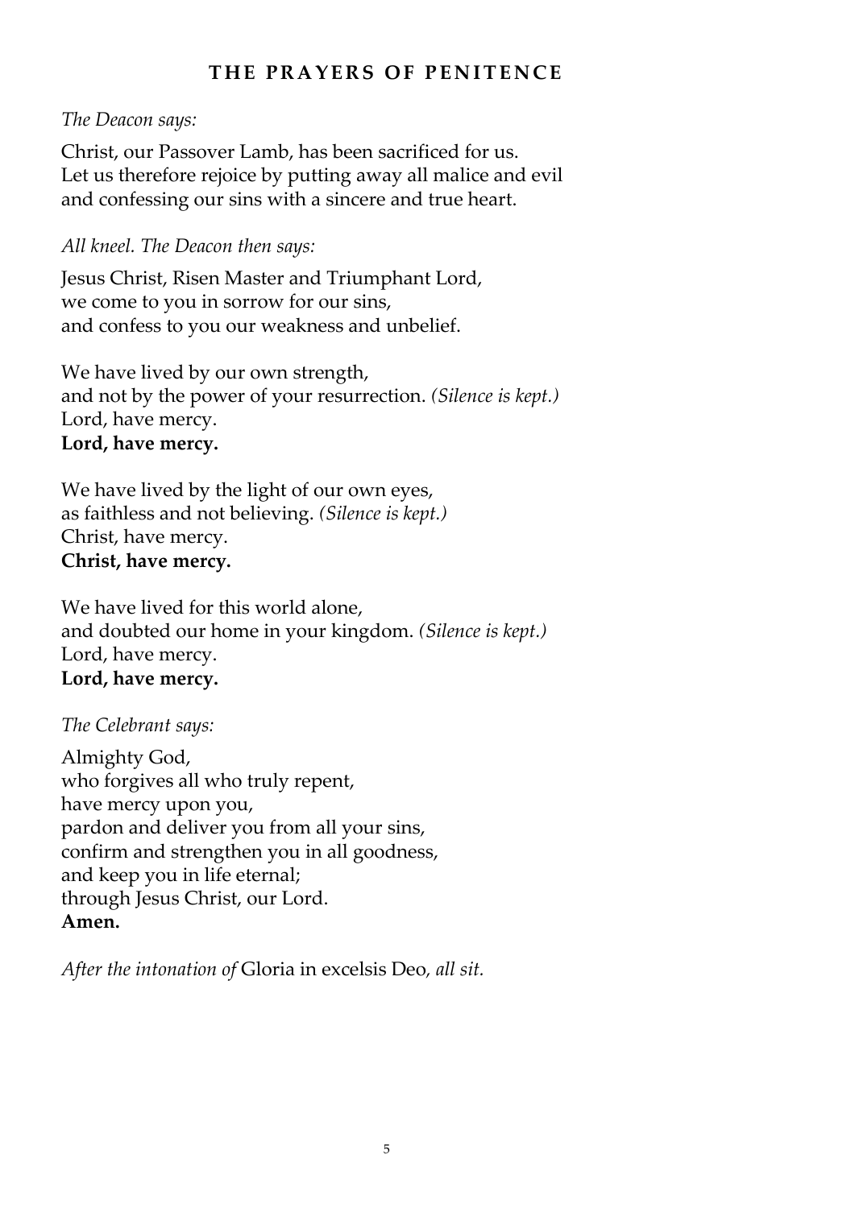## THE PRAYERS OF PENITENCE

*The Deacon says:*

Christ, our Passover Lamb, has been sacrificed for us.
Let us therefore rejoice by putting away all malice and evil
and confessing our sins with a sincere and true heart.

*All kneel. The Deacon then says:*

Jesus Christ, Risen Master and Triumphant Lord,
we come to you in sorrow for our sins,
and confess to you our weakness and unbelief.

We have lived by our own strength,
and not by the power of your resurrection. *(Silence is kept.)*
Lord, have mercy.
**Lord, have mercy.**

We have lived by the light of our own eyes,
as faithless and not believing. *(Silence is kept.)*
Christ, have mercy.
**Christ, have mercy.**

We have lived for this world alone,
and doubted our home in your kingdom. *(Silence is kept.)*
Lord, have mercy.
**Lord, have mercy.**

*The Celebrant says:*

Almighty God,
who forgives all who truly repent,
have mercy upon you,
pardon and deliver you from all your sins,
confirm and strengthen you in all goodness,
and keep you in life eternal;
through Jesus Christ, our Lord.
**Amen.**

*After the intonation of* Gloria in excelsis Deo*, all sit.*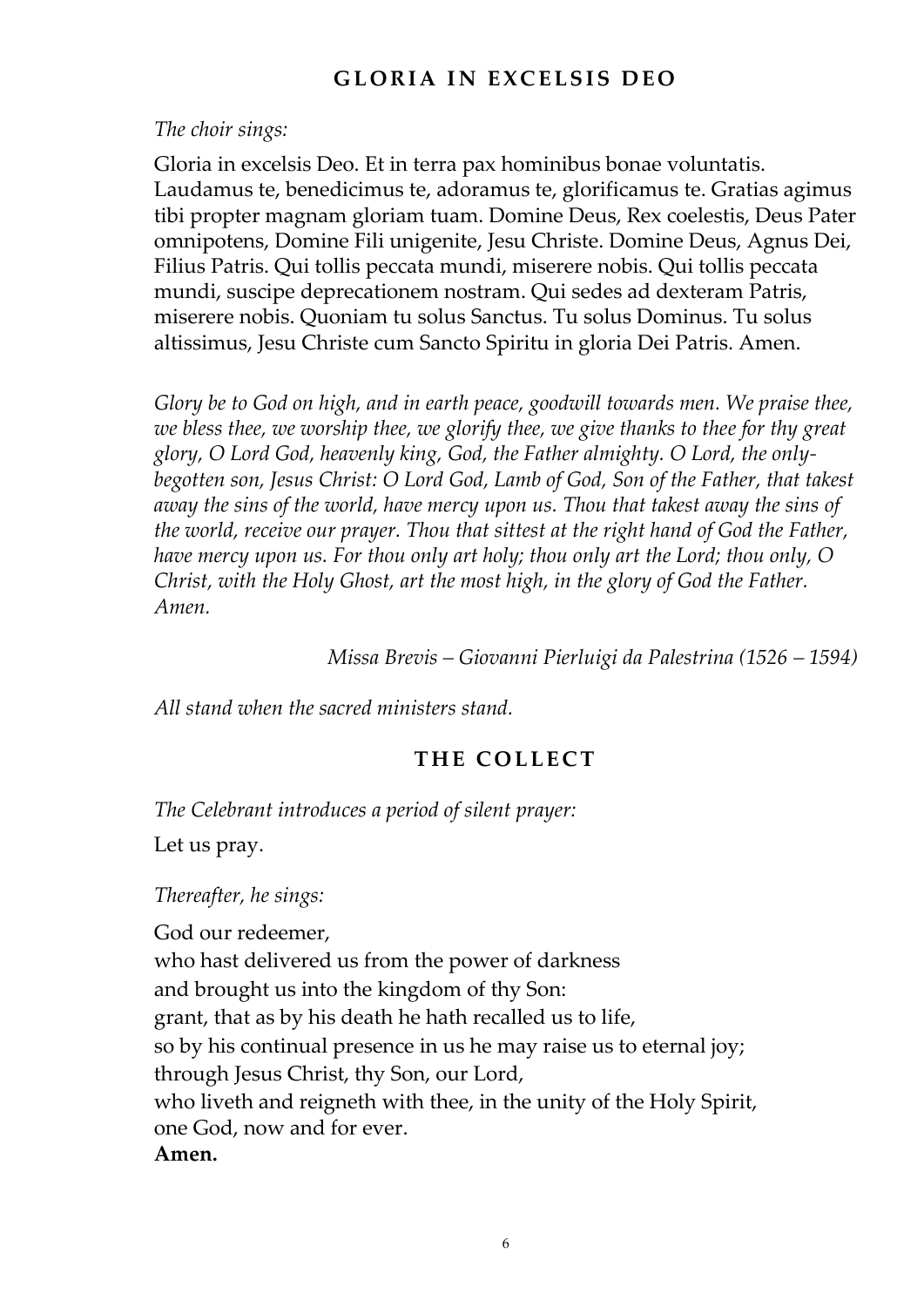## GLORIA IN EXCELSIS DEO

*The choir sings:*

Gloria in excelsis Deo. Et in terra pax hominibus bonae voluntatis. Laudamus te, benedicimus te, adoramus te, glorificamus te. Gratias agimus tibi propter magnam gloriam tuam. Domine Deus, Rex coelestis, Deus Pater omnipotens, Domine Fili unigenite, Jesu Christe. Domine Deus, Agnus Dei, Filius Patris. Qui tollis peccata mundi, miserere nobis. Qui tollis peccata mundi, suscipe deprecationem nostram. Qui sedes ad dexteram Patris, miserere nobis. Quoniam tu solus Sanctus. Tu solus Dominus. Tu solus altissimus, Jesu Christe cum Sancto Spiritu in gloria Dei Patris. Amen.

*Glory be to God on high, and in earth peace, goodwill towards men. We praise thee, we bless thee, we worship thee, we glorify thee, we give thanks to thee for thy great glory, O Lord God, heavenly king, God, the Father almighty. O Lord, the only-begotten son, Jesus Christ: O Lord God, Lamb of God, Son of the Father, that takest away the sins of the world, have mercy upon us. Thou that takest away the sins of the world, receive our prayer. Thou that sittest at the right hand of God the Father, have mercy upon us. For thou only art holy; thou only art the Lord; thou only, O Christ, with the Holy Ghost, art the most high, in the glory of God the Father. Amen.*

*Missa Brevis – Giovanni Pierluigi da Palestrina (1526 – 1594)*

*All stand when the sacred ministers stand.*

## THE COLLECT

*The Celebrant introduces a period of silent prayer:*

Let us pray.

*Thereafter, he sings:*

God our redeemer,
who hast delivered us from the power of darkness
and brought us into the kingdom of thy Son:
grant, that as by his death he hath recalled us to life,
so by his continual presence in us he may raise us to eternal joy;
through Jesus Christ, thy Son, our Lord,
who liveth and reigneth with thee, in the unity of the Holy Spirit,
one God, now and for ever.
**Amen.**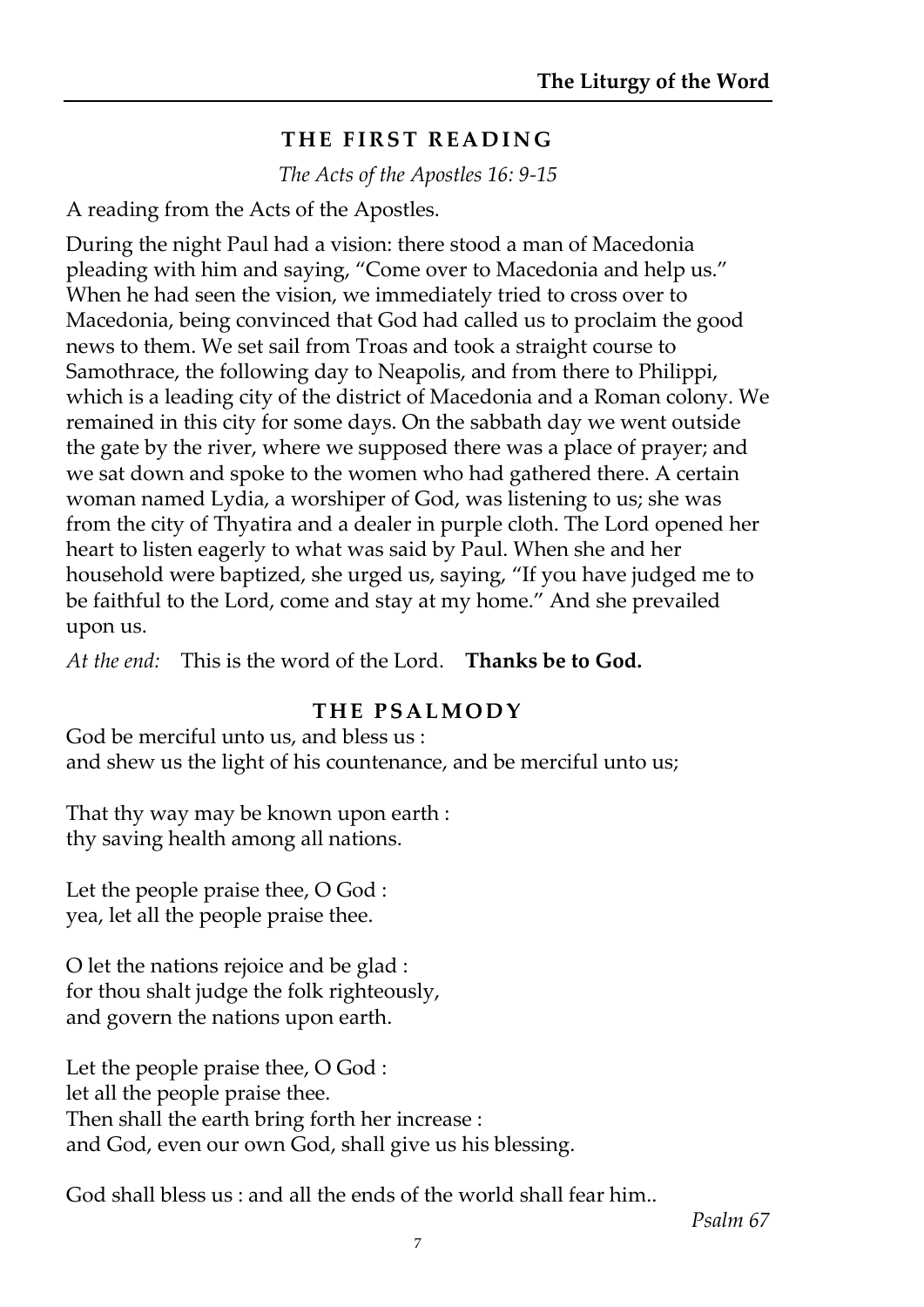## THE FIRST READING

*The Acts of the Apostles 16: 9-15*

A reading from the Acts of the Apostles.

During the night Paul had a vision: there stood a man of Macedonia pleading with him and saying, "Come over to Macedonia and help us." When he had seen the vision, we immediately tried to cross over to Macedonia, being convinced that God had called us to proclaim the good news to them. We set sail from Troas and took a straight course to Samothrace, the following day to Neapolis, and from there to Philippi, which is a leading city of the district of Macedonia and a Roman colony. We remained in this city for some days. On the sabbath day we went outside the gate by the river, where we supposed there was a place of prayer; and we sat down and spoke to the women who had gathered there. A certain woman named Lydia, a worshiper of God, was listening to us; she was from the city of Thyatira and a dealer in purple cloth. The Lord opened her heart to listen eagerly to what was said by Paul. When she and her household were baptized, she urged us, saying, "If you have judged me to be faithful to the Lord, come and stay at my home." And she prevailed upon us.

*At the end:* This is the word of the Lord. **Thanks be to God.**

## THE PSALMODY

God be merciful unto us, and bless us :
and shew us the light of his countenance, and be merciful unto us;

That thy way may be known upon earth :
thy saving health among all nations.

Let the people praise thee, O God :
yea, let all the people praise thee.

O let the nations rejoice and be glad :
for thou shalt judge the folk righteously,
and govern the nations upon earth.

Let the people praise thee, O God :
let all the people praise thee.
Then shall the earth bring forth her increase :
and God, even our own God, shall give us his blessing.

God shall bless us : and all the ends of the world shall fear him..

*Psalm 67*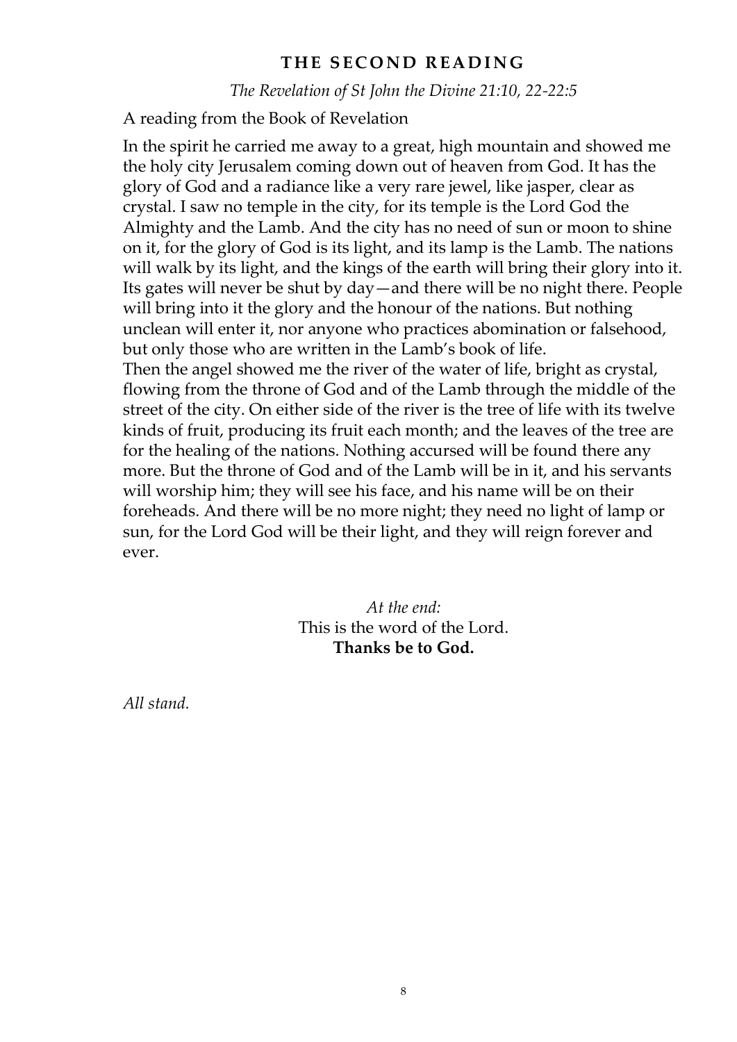## THE SECOND READING

*The Revelation of St John the Divine 21:10, 22-22:5*

A reading from the Book of Revelation

In the spirit he carried me away to a great, high mountain and showed me the holy city Jerusalem coming down out of heaven from God. It has the glory of God and a radiance like a very rare jewel, like jasper, clear as crystal. I saw no temple in the city, for its temple is the Lord God the Almighty and the Lamb. And the city has no need of sun or moon to shine on it, for the glory of God is its light, and its lamp is the Lamb. The nations will walk by its light, and the kings of the earth will bring their glory into it. Its gates will never be shut by day—and there will be no night there. People will bring into it the glory and the honour of the nations. But nothing unclean will enter it, nor anyone who practices abomination or falsehood, but only those who are written in the Lamb's book of life.
Then the angel showed me the river of the water of life, bright as crystal, flowing from the throne of God and of the Lamb through the middle of the street of the city. On either side of the river is the tree of life with its twelve kinds of fruit, producing its fruit each month; and the leaves of the tree are for the healing of the nations. Nothing accursed will be found there any more. But the throne of God and of the Lamb will be in it, and his servants will worship him; they will see his face, and his name will be on their foreheads. And there will be no more night; they need no light of lamp or sun, for the Lord God will be their light, and they will reign forever and ever.

*At the end:*
This is the word of the Lord.
**Thanks be to God.**

*All stand.*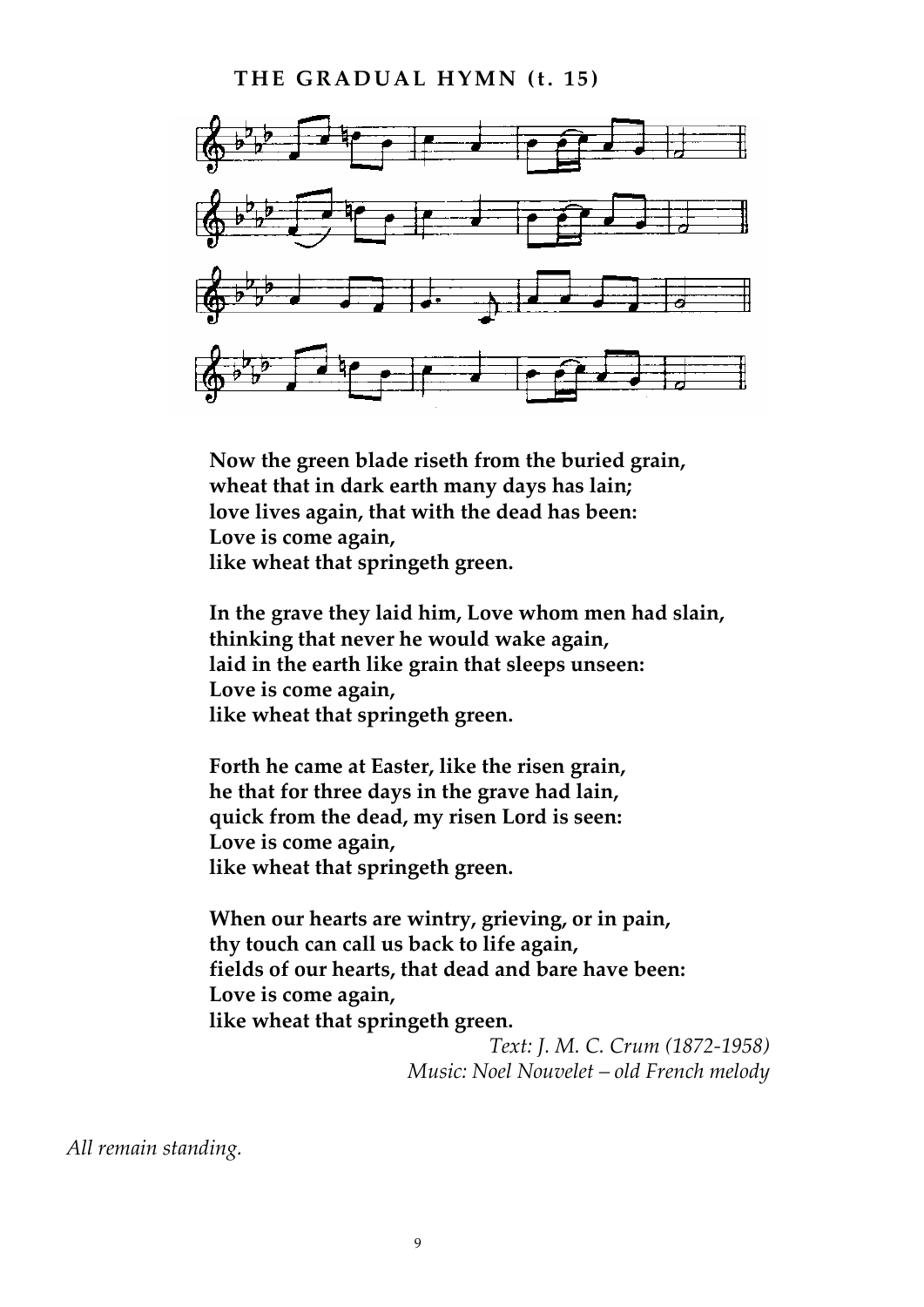**THE GRADUAL HYMN (t. 15)**

**Now the green blade riseth from the buried grain,**
**wheat that in dark earth many days has lain;**
**love lives again, that with the dead has been:**
**Love is come again,**
**like wheat that springeth green.**

**In the grave they laid him, Love whom men had slain,**
**thinking that never he would wake again,**
**laid in the earth like grain that sleeps unseen:**
**Love is come again,**
**like wheat that springeth green.**

**Forth he came at Easter, like the risen grain,**
**he that for three days in the grave had lain,**
**quick from the dead, my risen Lord is seen:**
**Love is come again,**
**like wheat that springeth green.**

**When our hearts are wintry, grieving, or in pain,**
**thy touch can call us back to life again,**
**fields of our hearts, that dead and bare have been:**
**Love is come again,**
**like wheat that springeth green.**

*Text: J. M. C. Crum (1872-1958)*
*Music: Noel Nouvelet – old French melody*

*All remain standing.*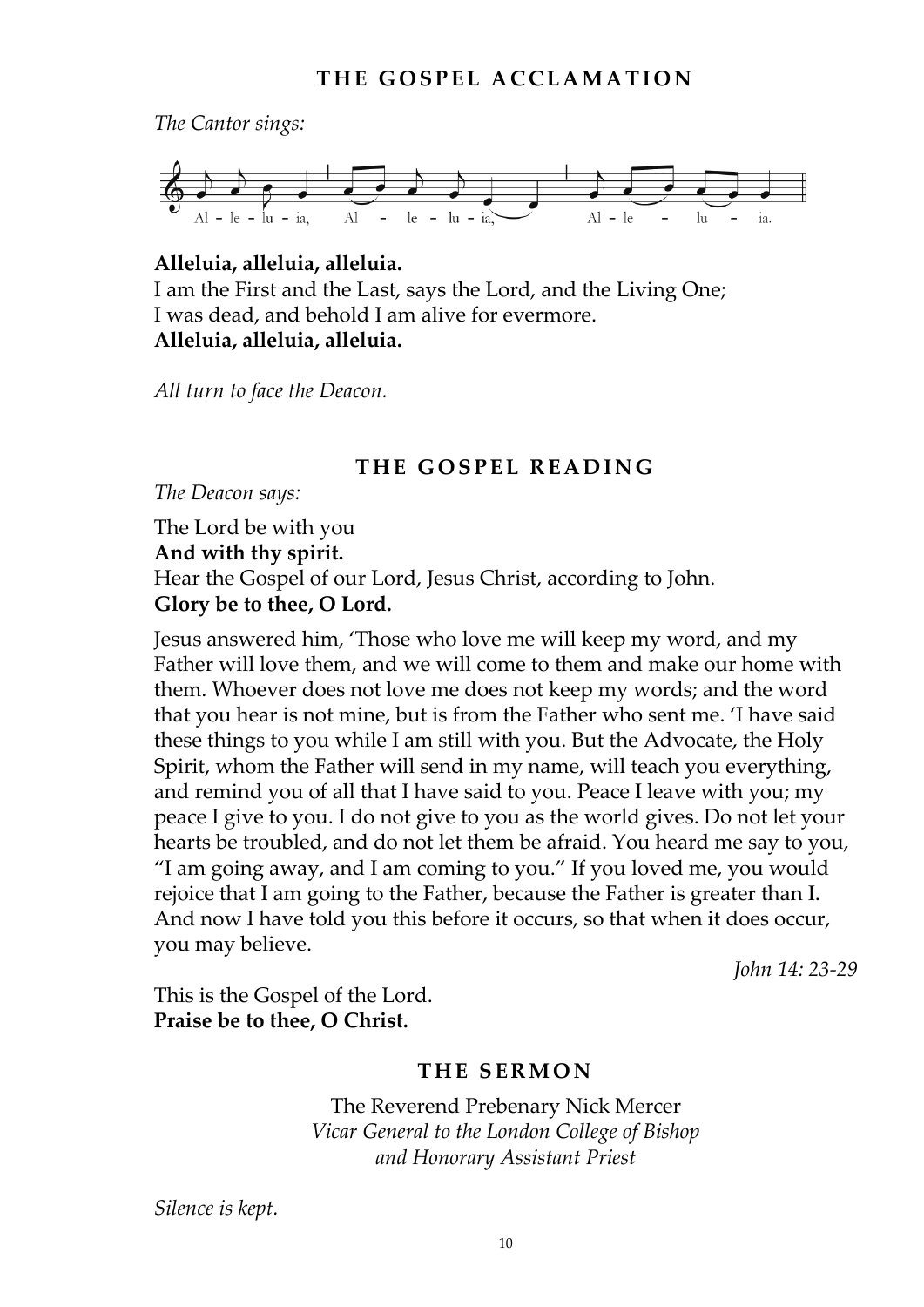## THE GOSPEL ACCLAMATION

*The Cantor sings:*

Al - le - lu - ia, Al - le - lu - ia, Al - le - lu - ia.

**Alleluia, alleluia, alleluia.**
I am the First and the Last, says the Lord, and the Living One;
I was dead, and behold I am alive for evermore.
**Alleluia, alleluia, alleluia.**

*All turn to face the Deacon.*

## THE GOSPEL READING

*The Deacon says:*

The Lord be with you
**And with thy spirit.**
Hear the Gospel of our Lord, Jesus Christ, according to John.
**Glory be to thee, O Lord.**

Jesus answered him, 'Those who love me will keep my word, and my Father will love them, and we will come to them and make our home with them. Whoever does not love me does not keep my words; and the word that you hear is not mine, but is from the Father who sent me. 'I have said these things to you while I am still with you. But the Advocate, the Holy Spirit, whom the Father will send in my name, will teach you everything, and remind you of all that I have said to you. Peace I leave with you; my peace I give to you. I do not give to you as the world gives. Do not let your hearts be troubled, and do not let them be afraid. You heard me say to you, "I am going away, and I am coming to you." If you loved me, you would rejoice that I am going to the Father, because the Father is greater than I. And now I have told you this before it occurs, so that when it does occur, you may believe.

*John 14: 23-29*

This is the Gospel of the Lord.
**Praise be to thee, O Christ.**

## THE SERMON

The Reverend Prebenary Nick Mercer
*Vicar General to the London College of Bishop*
*and Honorary Assistant Priest*

*Silence is kept.*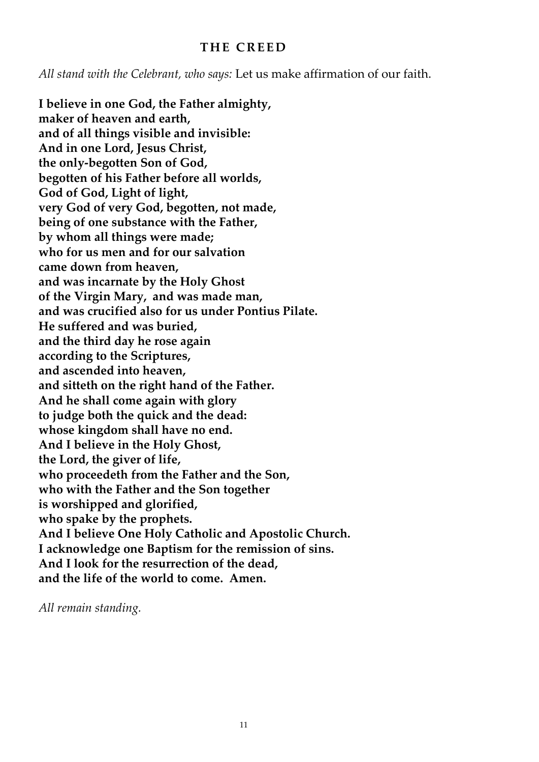## THE CREED

*All stand with the Celebrant, who says:* Let us make affirmation of our faith.

**I believe in one God, the Father almighty,**
**maker of heaven and earth,**
**and of all things visible and invisible:**
**And in one Lord, Jesus Christ,**
**the only-begotten Son of God,**
**begotten of his Father before all worlds,**
**God of God, Light of light,**
**very God of very God, begotten, not made,**
**being of one substance with the Father,**
**by whom all things were made;**
**who for us men and for our salvation**
**came down from heaven,**
**and was incarnate by the Holy Ghost**
**of the Virgin Mary, and was made man,**
**and was crucified also for us under Pontius Pilate.**
**He suffered and was buried,**
**and the third day he rose again**
**according to the Scriptures,**
**and ascended into heaven,**
**and sitteth on the right hand of the Father.**
**And he shall come again with glory**
**to judge both the quick and the dead:**
**whose kingdom shall have no end.**
**And I believe in the Holy Ghost,**
**the Lord, the giver of life,**
**who proceedeth from the Father and the Son,**
**who with the Father and the Son together**
**is worshipped and glorified,**
**who spake by the prophets.**
**And I believe One Holy Catholic and Apostolic Church.**
**I acknowledge one Baptism for the remission of sins.**
**And I look for the resurrection of the dead,**
**and the life of the world to come. Amen.**

*All remain standing.*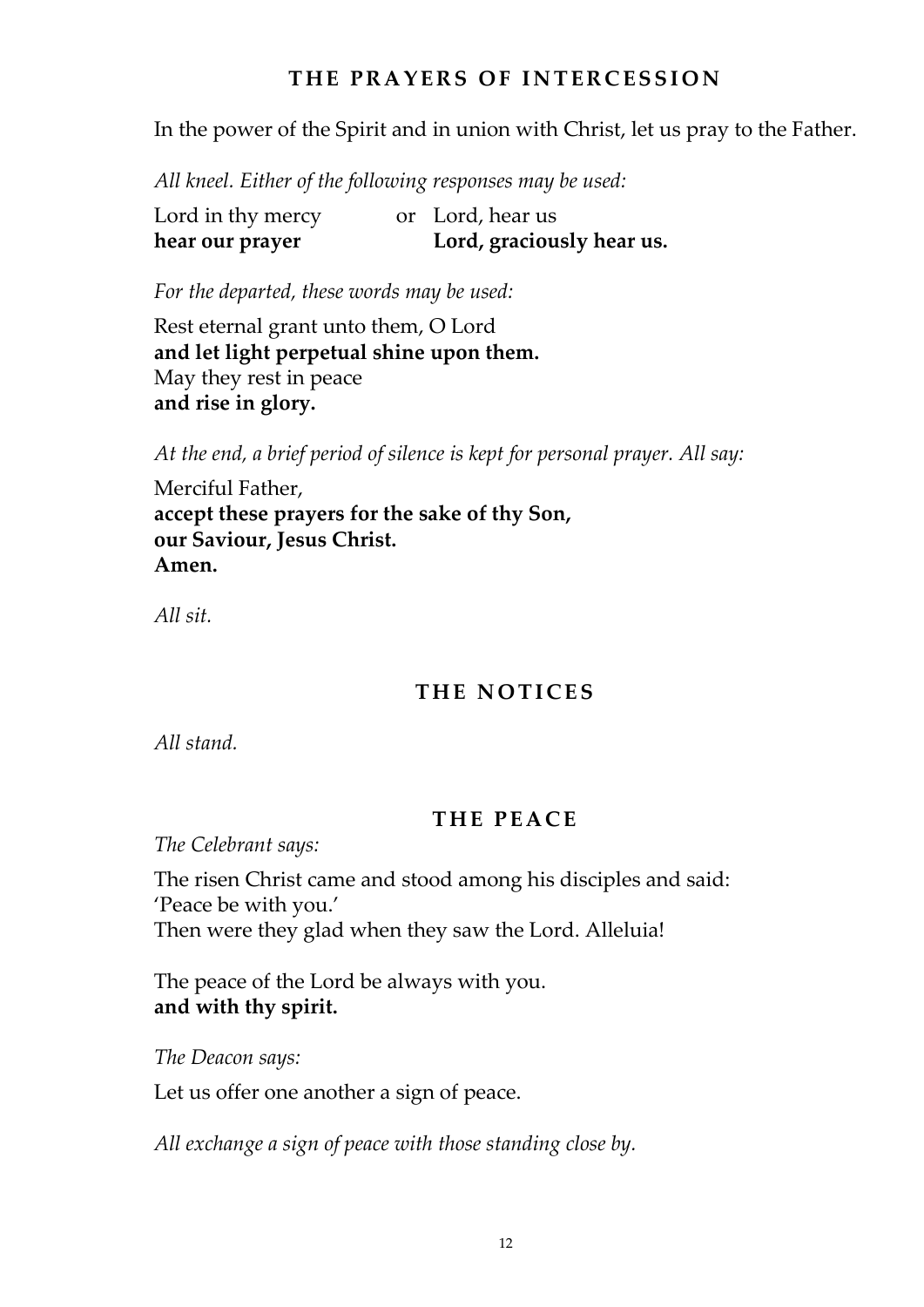## THE PRAYERS OF INTERCESSION

In the power of the Spirit and in union with Christ, let us pray to the Father.

*All kneel. Either of the following responses may be used:*

Lord in thy mercy
**hear our prayer**

or

Lord, hear us
**Lord, graciously hear us.**

*For the departed, these words may be used:*

Rest eternal grant unto them, O Lord
**and let light perpetual shine upon them.**
May they rest in peace
**and rise in glory.**

*At the end, a brief period of silence is kept for personal prayer. All say:*

Merciful Father,
**accept these prayers for the sake of thy Son,**
**our Saviour, Jesus Christ.**
**Amen.**

*All sit.*

## THE NOTICES

*All stand.*

## THE PEACE

*The Celebrant says:*

The risen Christ came and stood among his disciples and said:
'Peace be with you.'
Then were they glad when they saw the Lord. Alleluia!

The peace of the Lord be always with you.
**and with thy spirit.**

*The Deacon says:*

Let us offer one another a sign of peace.

*All exchange a sign of peace with those standing close by.*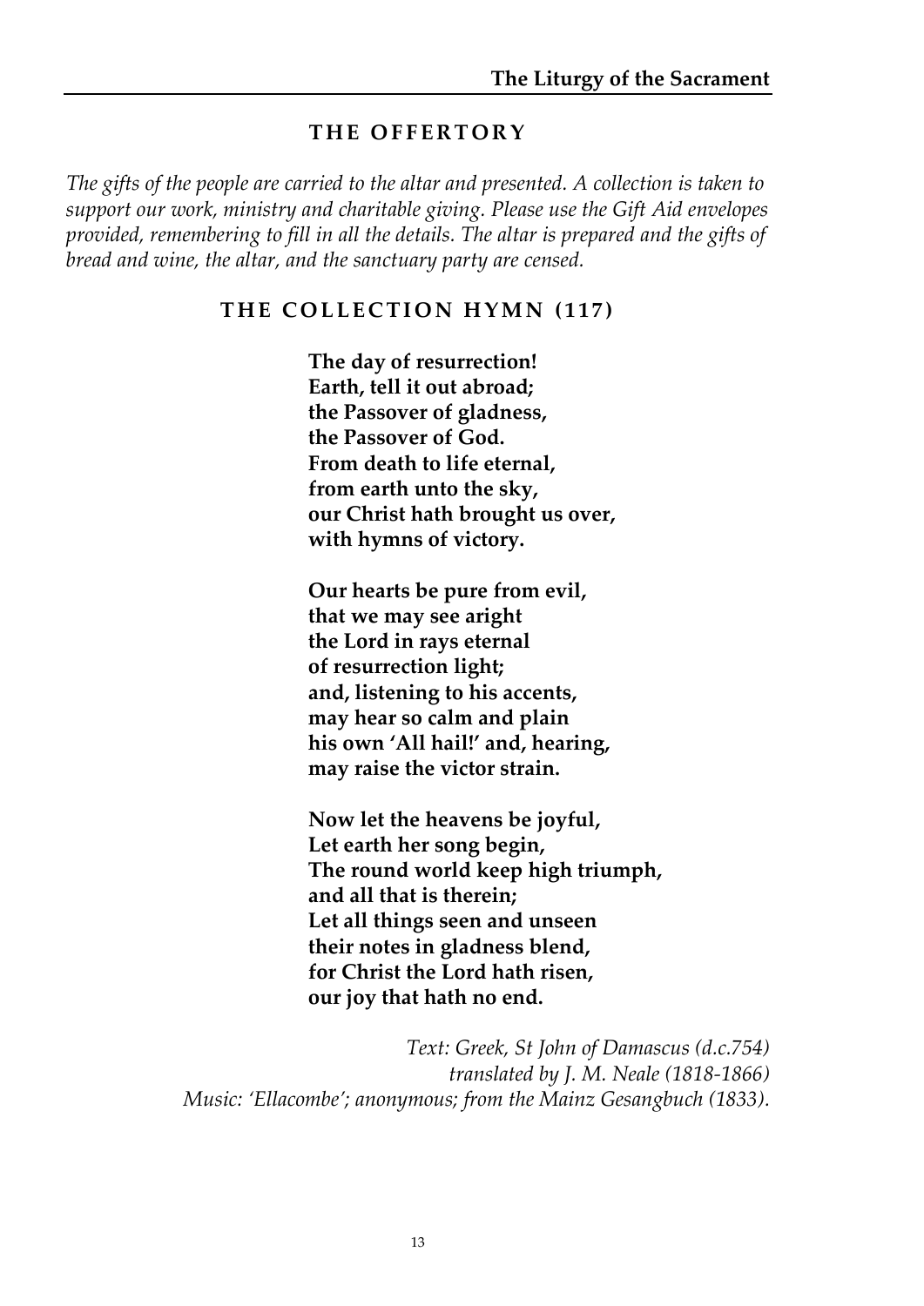## THE OFFERTORY

*The gifts of the people are carried to the altar and presented. A collection is taken to support our work, ministry and charitable giving. Please use the Gift Aid envelopes provided, remembering to fill in all the details. The altar is prepared and the gifts of bread and wine, the altar, and the sanctuary party are censed.*

### THE COLLECTION HYMN (117)

**The day of resurrection!**
**Earth, tell it out abroad;**
**the Passover of gladness,**
**the Passover of God.**
**From death to life eternal,**
**from earth unto the sky,**
**our Christ hath brought us over,**
**with hymns of victory.**

**Our hearts be pure from evil,**
**that we may see aright**
**the Lord in rays eternal**
**of resurrection light;**
**and, listening to his accents,**
**may hear so calm and plain**
**his own 'All hail!' and, hearing,**
**may raise the victor strain.**

**Now let the heavens be joyful,**
**Let earth her song begin,**
**The round world keep high triumph,**
**and all that is therein;**
**Let all things seen and unseen**
**their notes in gladness blend,**
**for Christ the Lord hath risen,**
**our joy that hath no end.**

*Text: Greek, St John of Damascus (d.c.754)*
*translated by J. M. Neale (1818-1866)*
*Music: 'Ellacombe'; anonymous; from the Mainz Gesangbuch (1833).*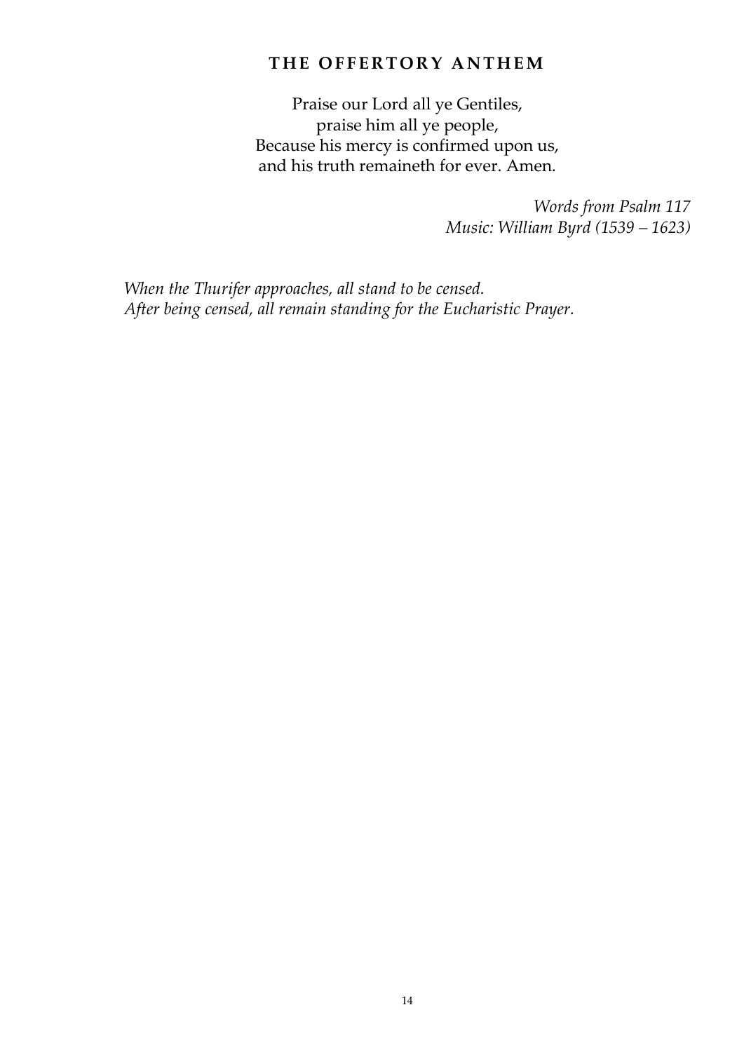## THE OFFERTORY ANTHEM

Praise our Lord all ye Gentiles,
praise him all ye people,
Because his mercy is confirmed upon us,
and his truth remaineth for ever. Amen.

*Words from Psalm 117*
*Music: William Byrd (1539 – 1623)*

*When the Thurifer approaches, all stand to be censed.*
*After being censed, all remain standing for the Eucharistic Prayer.*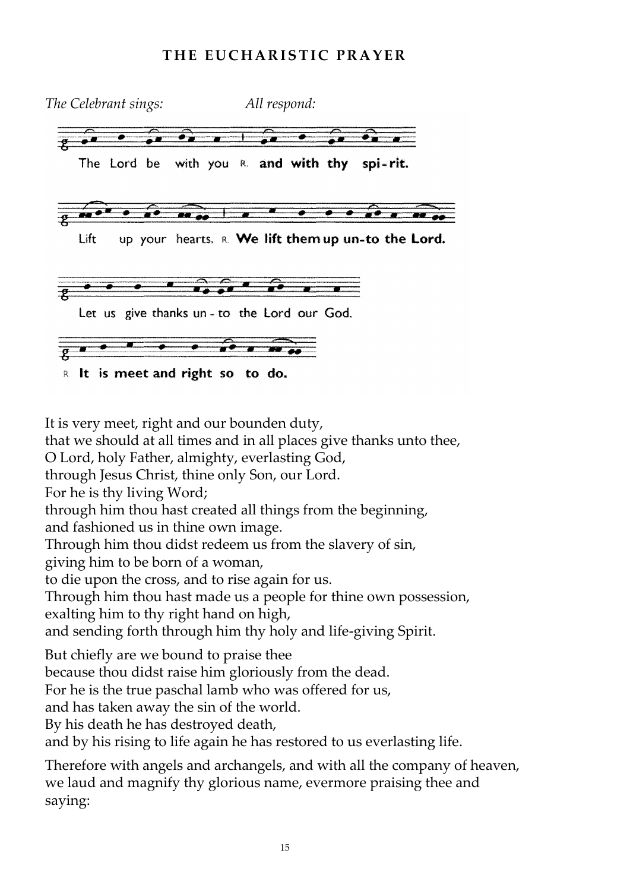## THE EUCHARISTIC PRAYER

*The Celebrant sings:* *All respond:*

The Lord be with you ℟. **and with thy spi-rit.**

Lift up your hearts. ℟. **We lift them up un-to the Lord.**

Let us give thanks un - to the Lord our God.

℟. **It is meet and right so to do.**

It is very meet, right and our bounden duty,
that we should at all times and in all places give thanks unto thee,
O Lord, holy Father, almighty, everlasting God,
through Jesus Christ, thine only Son, our Lord.
For he is thy living Word;
through him thou hast created all things from the beginning,
and fashioned us in thine own image.
Through him thou didst redeem us from the slavery of sin,
giving him to be born of a woman,
to die upon the cross, and to rise again for us.
Through him thou hast made us a people for thine own possession,
exalting him to thy right hand on high,
and sending forth through him thy holy and life-giving Spirit.

But chiefly are we bound to praise thee
because thou didst raise him gloriously from the dead.
For he is the true paschal lamb who was offered for us,
and has taken away the sin of the world.
By his death he has destroyed death,
and by his rising to life again he has restored to us everlasting life.

Therefore with angels and archangels, and with all the company of heaven,
we laud and magnify thy glorious name, evermore praising thee and
saying: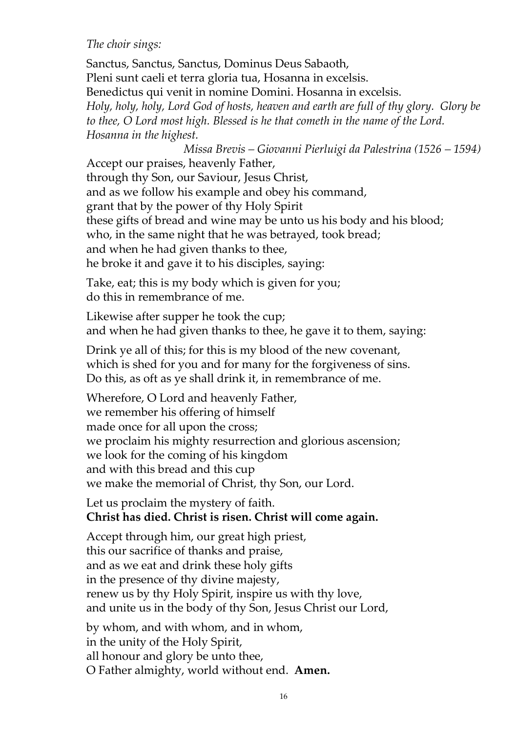*The choir sings:*

Sanctus, Sanctus, Sanctus, Dominus Deus Sabaoth,
Pleni sunt caeli et terra gloria tua, Hosanna in excelsis.
Benedictus qui venit in nomine Domini. Hosanna in excelsis.
*Holy, holy, holy, Lord God of hosts, heaven and earth are full of thy glory. Glory be to thee, O Lord most high. Blessed is he that cometh in the name of the Lord. Hosanna in the highest.*

*Missa Brevis – Giovanni Pierluigi da Palestrina (1526 – 1594)*

Accept our praises, heavenly Father,
through thy Son, our Saviour, Jesus Christ,
and as we follow his example and obey his command,
grant that by the power of thy Holy Spirit
these gifts of bread and wine may be unto us his body and his blood;
who, in the same night that he was betrayed, took bread;
and when he had given thanks to thee,
he broke it and gave it to his disciples, saying:

Take, eat; this is my body which is given for you;
do this in remembrance of me.

Likewise after supper he took the cup;
and when he had given thanks to thee, he gave it to them, saying:

Drink ye all of this; for this is my blood of the new covenant,
which is shed for you and for many for the forgiveness of sins.
Do this, as oft as ye shall drink it, in remembrance of me.

Wherefore, O Lord and heavenly Father,
we remember his offering of himself
made once for all upon the cross;
we proclaim his mighty resurrection and glorious ascension;
we look for the coming of his kingdom
and with this bread and this cup
we make the memorial of Christ, thy Son, our Lord.

Let us proclaim the mystery of faith.
**Christ has died. Christ is risen. Christ will come again.**

Accept through him, our great high priest,
this our sacrifice of thanks and praise,
and as we eat and drink these holy gifts
in the presence of thy divine majesty,
renew us by thy Holy Spirit, inspire us with thy love,
and unite us in the body of thy Son, Jesus Christ our Lord,

by whom, and with whom, and in whom,
in the unity of the Holy Spirit,
all honour and glory be unto thee,
O Father almighty, world without end. **Amen.**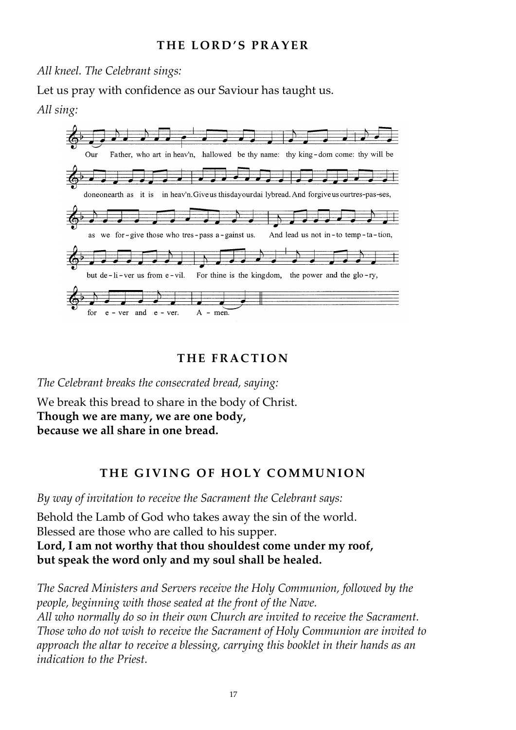## THE LORD'S PRAYER

*All kneel. The Celebrant sings:*

Let us pray with confidence as our Saviour has taught us.

*All sing:*

Our Father, who art in heav'n, hallowed be thy name: thy king-dom come: thy will be done on earth as it is in heav'n. Give us this day our daily bread. And forgive us our tres-pas-ses, as we for-give those who tres-pass a-gainst us. And lead us not in-to temp-ta-tion, but de-li-ver us from e-vil. For thine is the kingdom, the power and the glo-ry, for e-ver and e-ver. A-men.

## THE FRACTION

*The Celebrant breaks the consecrated bread, saying:*

We break this bread to share in the body of Christ.
**Though we are many, we are one body,**
**because we all share in one bread.**

## THE GIVING OF HOLY COMMUNION

*By way of invitation to receive the Sacrament the Celebrant says:*

Behold the Lamb of God who takes away the sin of the world.
Blessed are those who are called to his supper.
**Lord, I am not worthy that thou shouldest come under my roof,**
**but speak the word only and my soul shall be healed.**

*The Sacred Ministers and Servers receive the Holy Communion, followed by the people, beginning with those seated at the front of the Nave.*
*All who normally do so in their own Church are invited to receive the Sacrament.*
*Those who do not wish to receive the Sacrament of Holy Communion are invited to approach the altar to receive a blessing, carrying this booklet in their hands as an indication to the Priest.*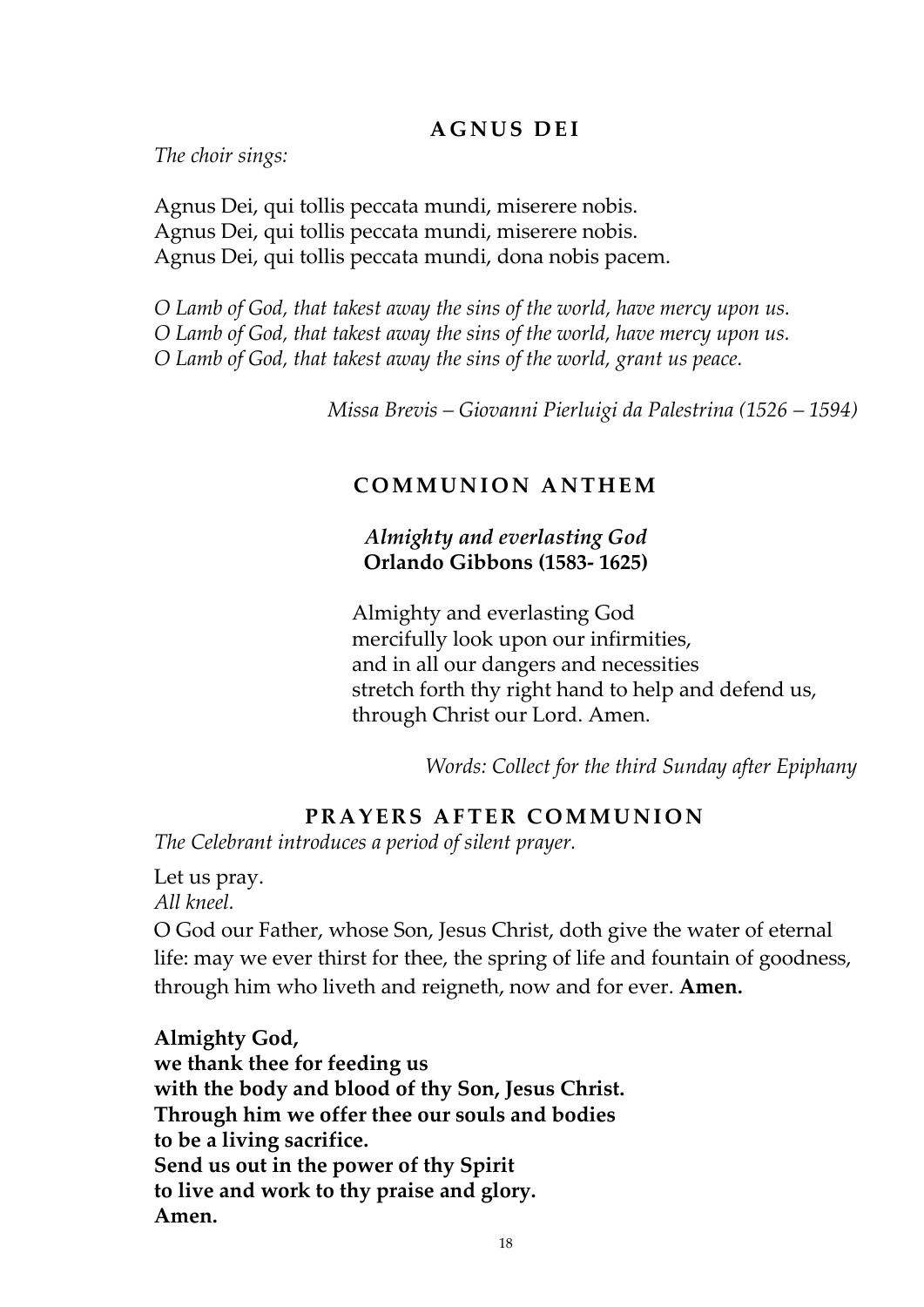## AGNUS DEI

*The choir sings:*

Agnus Dei, qui tollis peccata mundi, miserere nobis.
Agnus Dei, qui tollis peccata mundi, miserere nobis.
Agnus Dei, qui tollis peccata mundi, dona nobis pacem.

*O Lamb of God, that takest away the sins of the world, have mercy upon us.*
*O Lamb of God, that takest away the sins of the world, have mercy upon us.*
*O Lamb of God, that takest away the sins of the world, grant us peace.*

*Missa Brevis – Giovanni Pierluigi da Palestrina (1526 – 1594)*

## COMMUNION ANTHEM

***Almighty and everlasting God***
**Orlando Gibbons (1583- 1625)**

Almighty and everlasting God
mercifully look upon our infirmities,
and in all our dangers and necessities
stretch forth thy right hand to help and defend us,
through Christ our Lord. Amen.

*Words: Collect for the third Sunday after Epiphany*

## PRAYERS AFTER COMMUNION

*The Celebrant introduces a period of silent prayer.*

Let us pray.
*All kneel.*
O God our Father, whose Son, Jesus Christ, doth give the water of eternal life: may we ever thirst for thee, the spring of life and fountain of goodness, through him who liveth and reigneth, now and for ever. **Amen.**

**Almighty God,**
**we thank thee for feeding us**
**with the body and blood of thy Son, Jesus Christ.**
**Through him we offer thee our souls and bodies**
**to be a living sacrifice.**
**Send us out in the power of thy Spirit**
**to live and work to thy praise and glory.**
**Amen.**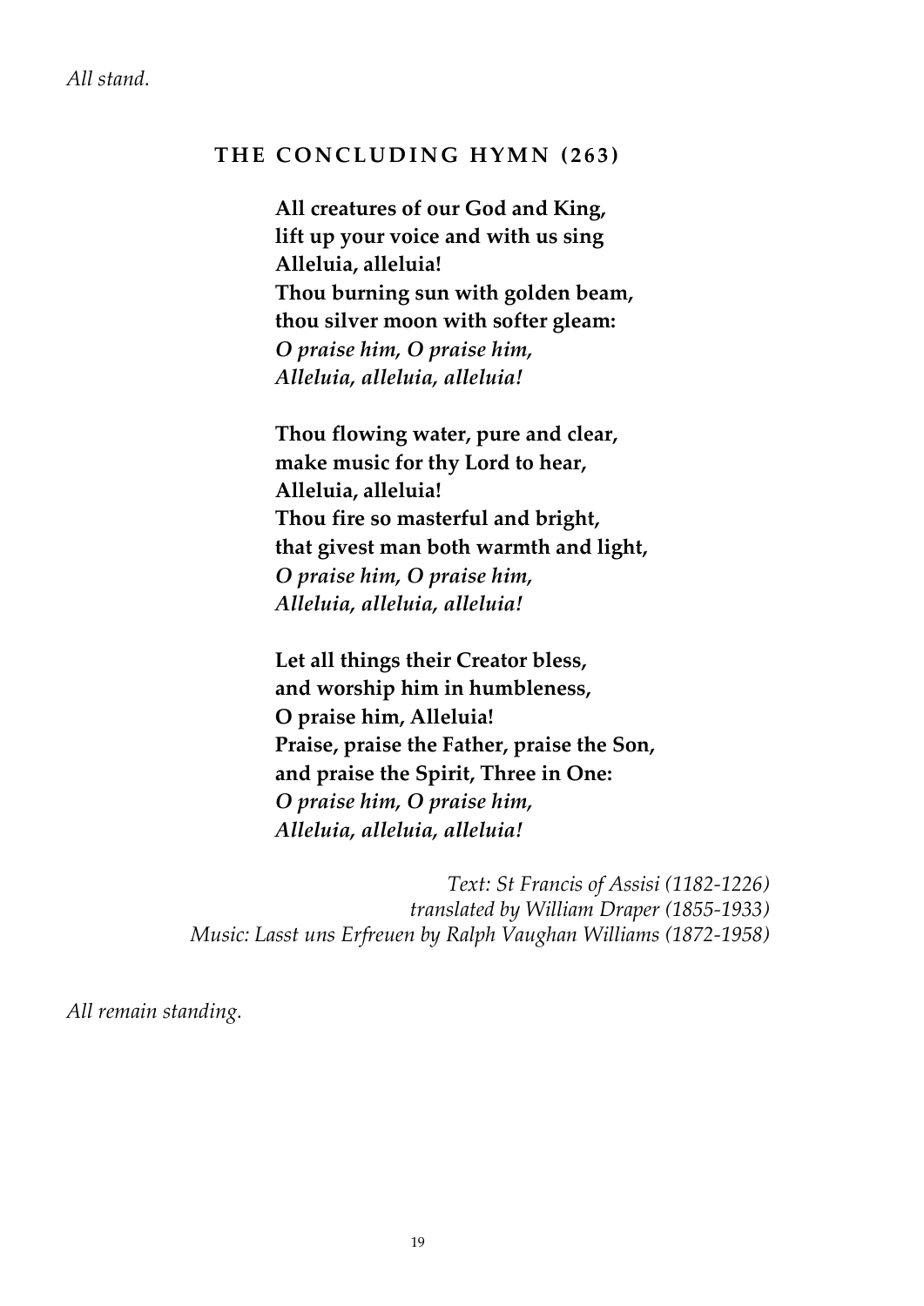*All stand.*

## THE CONCLUDING HYMN (263)

**All creatures of our God and King,**
**lift up your voice and with us sing**
**Alleluia, alleluia!**
**Thou burning sun with golden beam,**
**thou silver moon with softer gleam:**
***O praise him, O praise him,***
***Alleluia, alleluia, alleluia!***

**Thou flowing water, pure and clear,**
**make music for thy Lord to hear,**
**Alleluia, alleluia!**
**Thou fire so masterful and bright,**
**that givest man both warmth and light,**
***O praise him, O praise him,***
***Alleluia, alleluia, alleluia!***

**Let all things their Creator bless,**
**and worship him in humbleness,**
**O praise him, Alleluia!**
**Praise, praise the Father, praise the Son,**
**and praise the Spirit, Three in One:**
***O praise him, O praise him,***
***Alleluia, alleluia, alleluia!***

*Text: St Francis of Assisi (1182-1226)*
*translated by William Draper (1855-1933)*
*Music: Lasst uns Erfreuen by Ralph Vaughan Williams (1872-1958)*

*All remain standing.*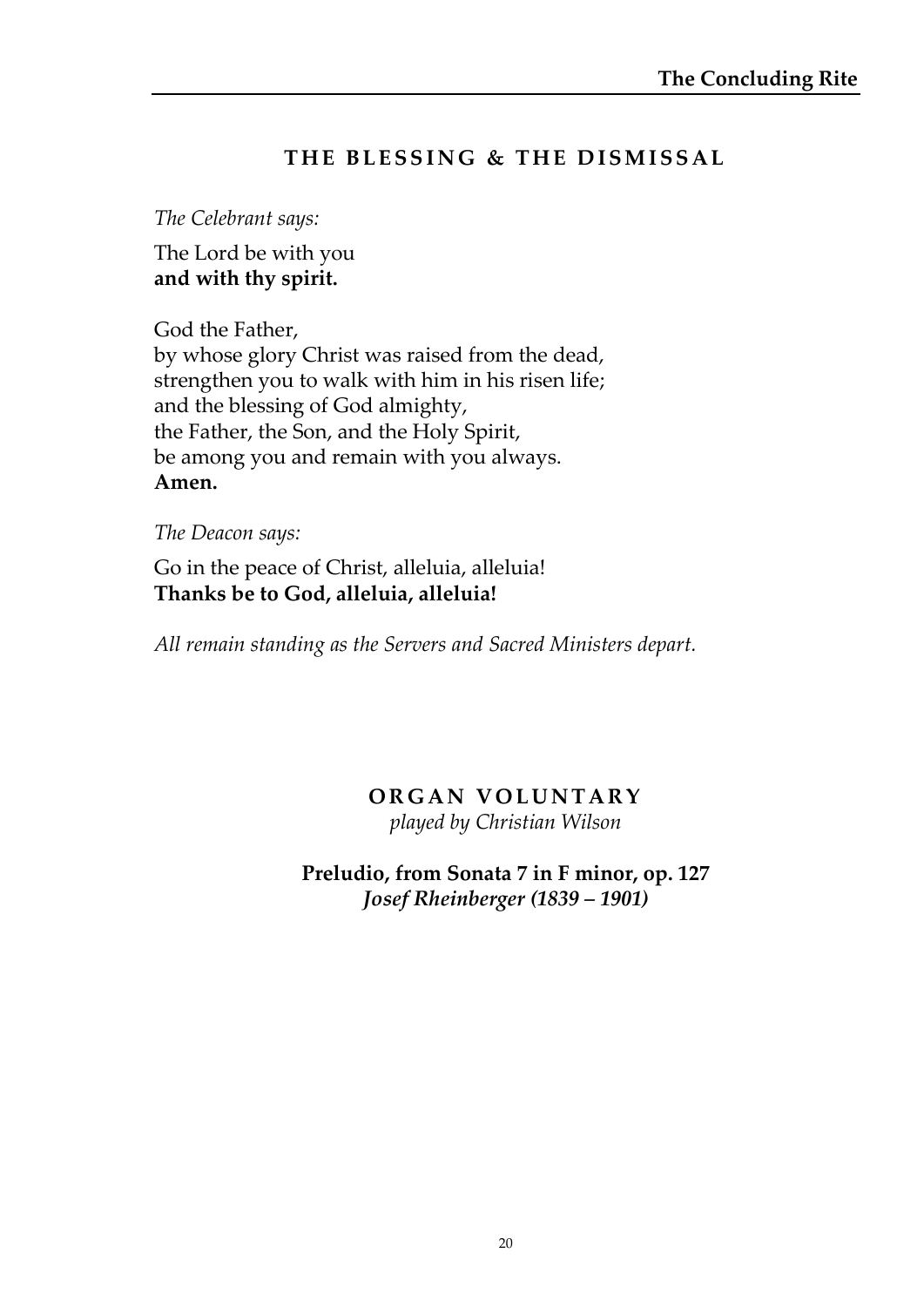## THE BLESSING & THE DISMISSAL

*The Celebrant says:*

The Lord be with you
**and with thy spirit.**

God the Father,
by whose glory Christ was raised from the dead,
strengthen you to walk with him in his risen life;
and the blessing of God almighty,
the Father, the Son, and the Holy Spirit,
be among you and remain with you always.
**Amen.**

*The Deacon says:*

Go in the peace of Christ, alleluia, alleluia!
**Thanks be to God, alleluia, alleluia!**

*All remain standing as the Servers and Sacred Ministers depart.*

## ORGAN VOLUNTARY

*played by Christian Wilson*

**Preludio, from Sonata 7 in F minor, op. 127**
***Josef Rheinberger (1839 – 1901)***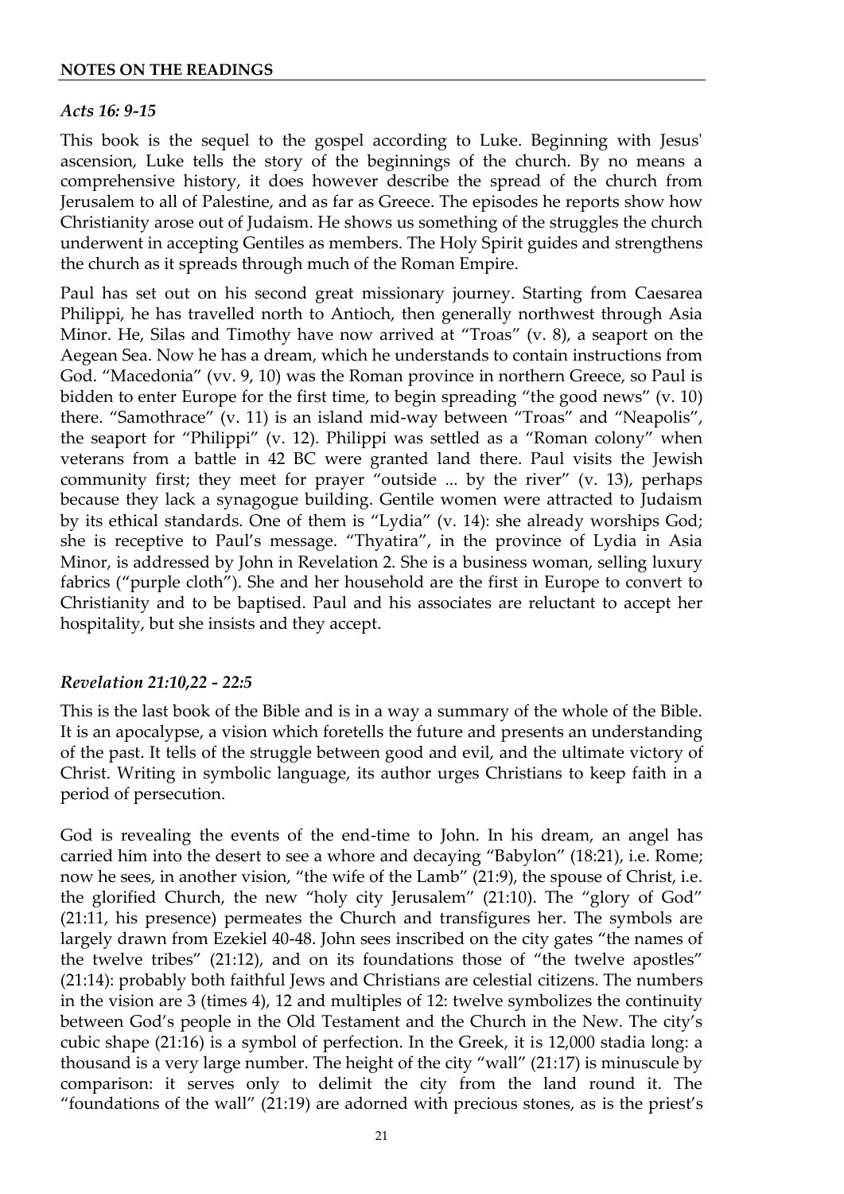## NOTES ON THE READINGS

### *Acts 16: 9-15*

This book is the sequel to the gospel according to Luke. Beginning with Jesus' ascension, Luke tells the story of the beginnings of the church. By no means a comprehensive history, it does however describe the spread of the church from Jerusalem to all of Palestine, and as far as Greece. The episodes he reports show how Christianity arose out of Judaism. He shows us something of the struggles the church underwent in accepting Gentiles as members. The Holy Spirit guides and strengthens the church as it spreads through much of the Roman Empire.

Paul has set out on his second great missionary journey. Starting from Caesarea Philippi, he has travelled north to Antioch, then generally northwest through Asia Minor. He, Silas and Timothy have now arrived at "Troas" (v. 8), a seaport on the Aegean Sea. Now he has a dream, which he understands to contain instructions from God. "Macedonia" (vv. 9, 10) was the Roman province in northern Greece, so Paul is bidden to enter Europe for the first time, to begin spreading "the good news" (v. 10) there. "Samothrace" (v. 11) is an island mid-way between "Troas" and "Neapolis", the seaport for "Philippi" (v. 12). Philippi was settled as a "Roman colony" when veterans from a battle in 42 BC were granted land there. Paul visits the Jewish community first; they meet for prayer "outside ... by the river" (v. 13), perhaps because they lack a synagogue building. Gentile women were attracted to Judaism by its ethical standards. One of them is "Lydia" (v. 14): she already worships God; she is receptive to Paul's message. "Thyatira", in the province of Lydia in Asia Minor, is addressed by John in Revelation 2. She is a business woman, selling luxury fabrics ("purple cloth"). She and her household are the first in Europe to convert to Christianity and to be baptised. Paul and his associates are reluctant to accept her hospitality, but she insists and they accept.

### *Revelation 21:10,22 - 22:5*

This is the last book of the Bible and is in a way a summary of the whole of the Bible. It is an apocalypse, a vision which foretells the future and presents an understanding of the past. It tells of the struggle between good and evil, and the ultimate victory of Christ. Writing in symbolic language, its author urges Christians to keep faith in a period of persecution.

God is revealing the events of the end-time to John. In his dream, an angel has carried him into the desert to see a whore and decaying "Babylon" (18:21), i.e. Rome; now he sees, in another vision, "the wife of the Lamb" (21:9), the spouse of Christ, i.e. the glorified Church, the new "holy city Jerusalem" (21:10). The "glory of God" (21:11, his presence) permeates the Church and transfigures her. The symbols are largely drawn from Ezekiel 40-48. John sees inscribed on the city gates "the names of the twelve tribes" (21:12), and on its foundations those of "the twelve apostles" (21:14): probably both faithful Jews and Christians are celestial citizens. The numbers in the vision are 3 (times 4), 12 and multiples of 12: twelve symbolizes the continuity between God's people in the Old Testament and the Church in the New. The city's cubic shape (21:16) is a symbol of perfection. In the Greek, it is 12,000 stadia long: a thousand is a very large number. The height of the city "wall" (21:17) is minuscule by comparison: it serves only to delimit the city from the land round it. The "foundations of the wall" (21:19) are adorned with precious stones, as is the priest's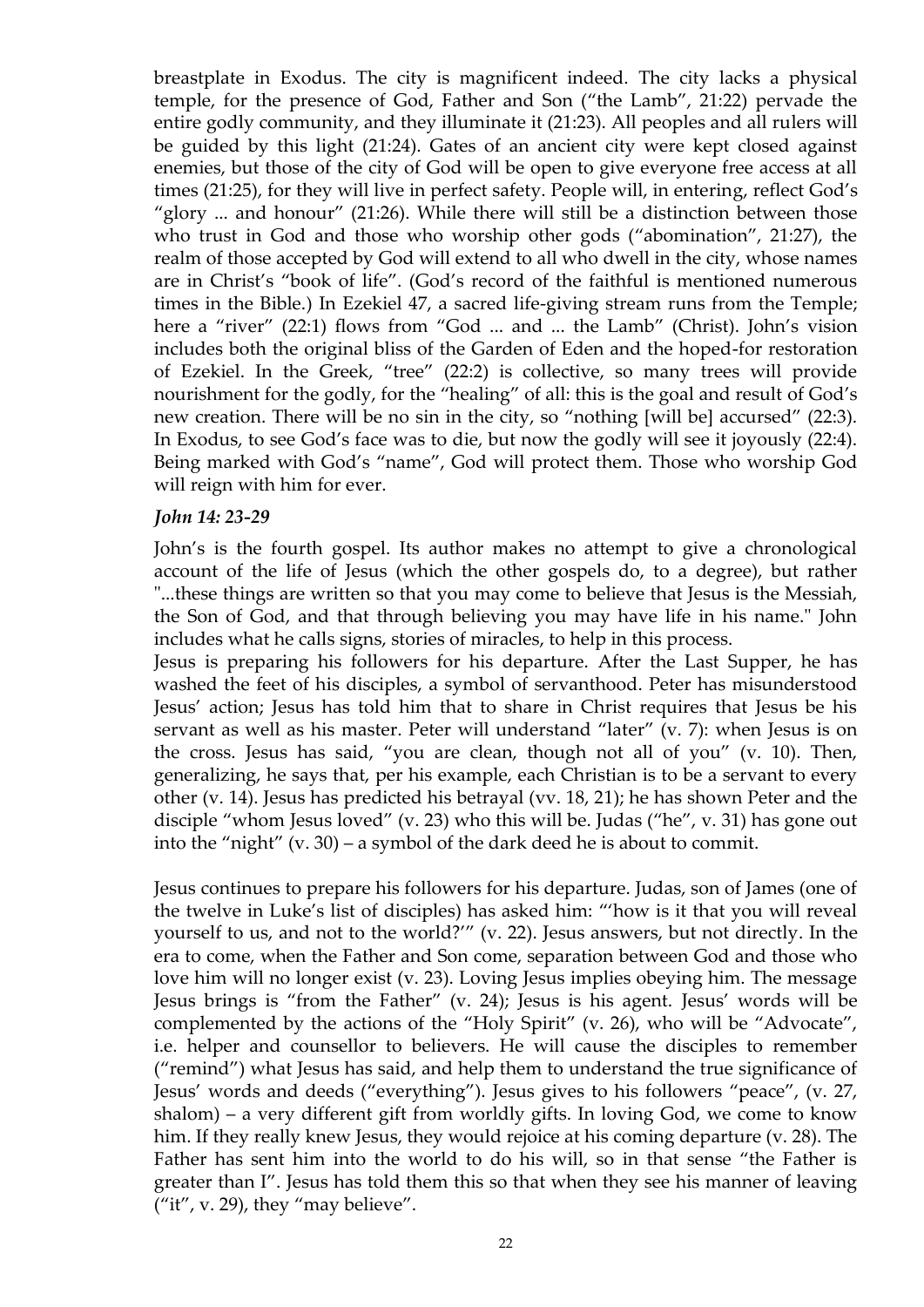breastplate in Exodus. The city is magnificent indeed. The city lacks a physical temple, for the presence of God, Father and Son ("the Lamb", 21:22) pervade the entire godly community, and they illuminate it (21:23). All peoples and all rulers will be guided by this light (21:24). Gates of an ancient city were kept closed against enemies, but those of the city of God will be open to give everyone free access at all times (21:25), for they will live in perfect safety. People will, in entering, reflect God's "glory ... and honour" (21:26). While there will still be a distinction between those who trust in God and those who worship other gods ("abomination", 21:27), the realm of those accepted by God will extend to all who dwell in the city, whose names are in Christ's "book of life". (God's record of the faithful is mentioned numerous times in the Bible.) In Ezekiel 47, a sacred life-giving stream runs from the Temple; here a "river" (22:1) flows from "God ... and ... the Lamb" (Christ). John's vision includes both the original bliss of the Garden of Eden and the hoped-for restoration of Ezekiel. In the Greek, "tree" (22:2) is collective, so many trees will provide nourishment for the godly, for the "healing" of all: this is the goal and result of God's new creation. There will be no sin in the city, so "nothing [will be] accursed" (22:3). In Exodus, to see God's face was to die, but now the godly will see it joyously (22:4). Being marked with God's "name", God will protect them. Those who worship God will reign with him for ever.

### *John 14: 23-29*

John's is the fourth gospel. Its author makes no attempt to give a chronological account of the life of Jesus (which the other gospels do, to a degree), but rather "...these things are written so that you may come to believe that Jesus is the Messiah, the Son of God, and that through believing you may have life in his name." John includes what he calls signs, stories of miracles, to help in this process.

Jesus is preparing his followers for his departure. After the Last Supper, he has washed the feet of his disciples, a symbol of servanthood. Peter has misunderstood Jesus' action; Jesus has told him that to share in Christ requires that Jesus be his servant as well as his master. Peter will understand "later" (v. 7): when Jesus is on the cross. Jesus has said, "you are clean, though not all of you" (v. 10). Then, generalizing, he says that, per his example, each Christian is to be a servant to every other (v. 14). Jesus has predicted his betrayal (vv. 18, 21); he has shown Peter and the disciple "whom Jesus loved" (v. 23) who this will be. Judas ("he", v. 31) has gone out into the "night" (v. 30) – a symbol of the dark deed he is about to commit.

Jesus continues to prepare his followers for his departure. Judas, son of James (one of the twelve in Luke's list of disciples) has asked him: "'how is it that you will reveal yourself to us, and not to the world?'" (v. 22). Jesus answers, but not directly. In the era to come, when the Father and Son come, separation between God and those who love him will no longer exist (v. 23). Loving Jesus implies obeying him. The message Jesus brings is "from the Father" (v. 24); Jesus is his agent. Jesus' words will be complemented by the actions of the "Holy Spirit" (v. 26), who will be "Advocate", i.e. helper and counsellor to believers. He will cause the disciples to remember ("remind") what Jesus has said, and help them to understand the true significance of Jesus' words and deeds ("everything"). Jesus gives to his followers "peace", (v. 27, shalom) – a very different gift from worldly gifts. In loving God, we come to know him. If they really knew Jesus, they would rejoice at his coming departure (v. 28). The Father has sent him into the world to do his will, so in that sense "the Father is greater than I". Jesus has told them this so that when they see his manner of leaving ("it", v. 29), they "may believe".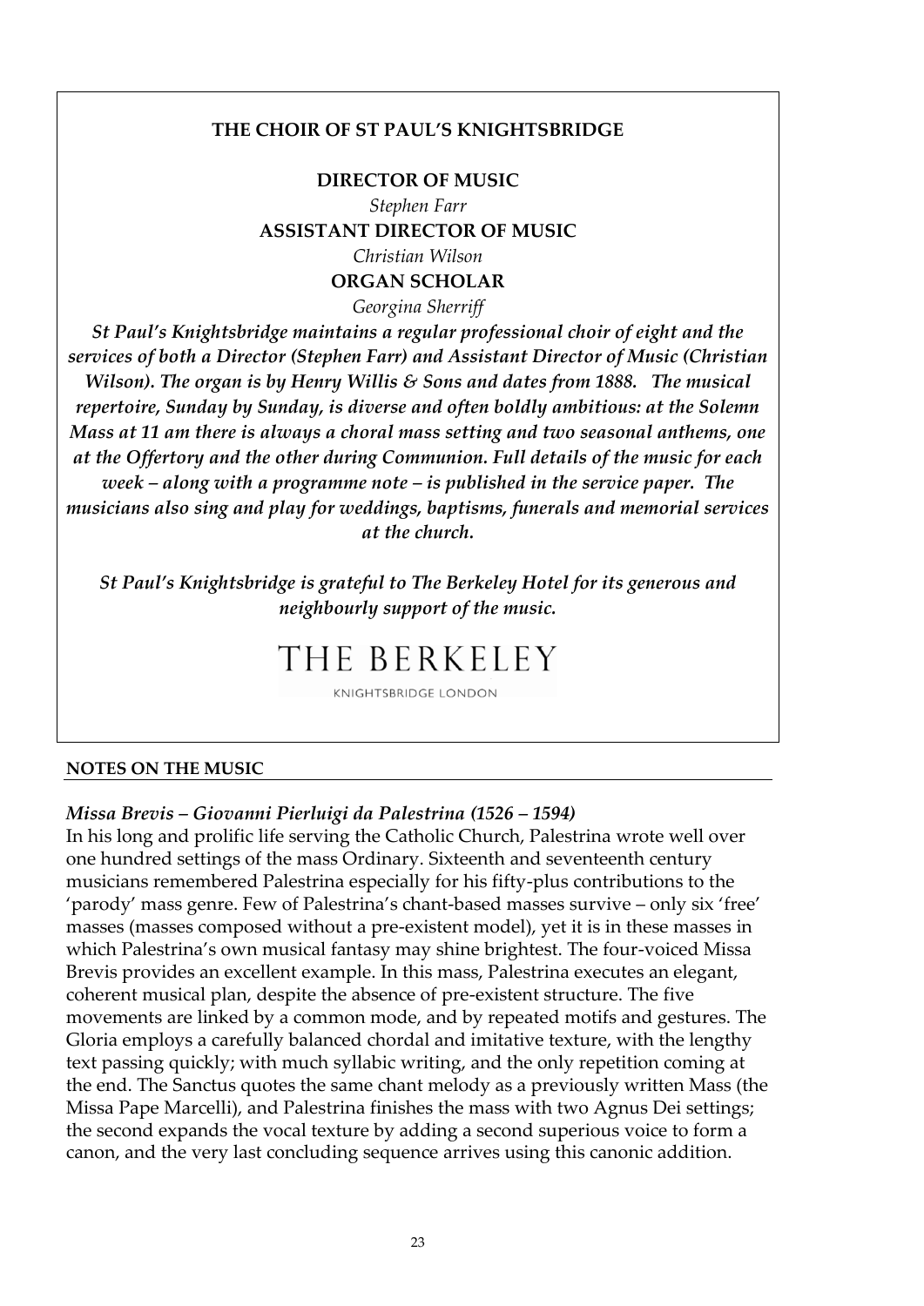**THE CHOIR OF ST PAUL'S KNIGHTSBRIDGE**

**DIRECTOR OF MUSIC**

*Stephen Farr*

**ASSISTANT DIRECTOR OF MUSIC**

*Christian Wilson*

**ORGAN SCHOLAR**

*Georgina Sherriff*

***St Paul's Knightsbridge maintains a regular professional choir of eight and the services of both a Director (Stephen Farr) and Assistant Director of Music (Christian Wilson). The organ is by Henry Willis & Sons and dates from 1888. The musical repertoire, Sunday by Sunday, is diverse and often boldly ambitious: at the Solemn Mass at 11 am there is always a choral mass setting and two seasonal anthems, one at the Offertory and the other during Communion. Full details of the music for each week – along with a programme note – is published in the service paper. The musicians also sing and play for weddings, baptisms, funerals and memorial services at the church.***

***St Paul's Knightsbridge is grateful to The Berkeley Hotel for its generous and neighbourly support of the music.***

THE BERKELEY

KNIGHTSBRIDGE LONDON

**NOTES ON THE MUSIC**

***Missa Brevis – Giovanni Pierluigi da Palestrina (1526 – 1594)***

In his long and prolific life serving the Catholic Church, Palestrina wrote well over one hundred settings of the mass Ordinary. Sixteenth and seventeenth century musicians remembered Palestrina especially for his fifty-plus contributions to the 'parody' mass genre. Few of Palestrina's chant-based masses survive – only six 'free' masses (masses composed without a pre-existent model), yet it is in these masses in which Palestrina's own musical fantasy may shine brightest. The four-voiced Missa Brevis provides an excellent example. In this mass, Palestrina executes an elegant, coherent musical plan, despite the absence of pre-existent structure. The five movements are linked by a common mode, and by repeated motifs and gestures. The Gloria employs a carefully balanced chordal and imitative texture, with the lengthy text passing quickly; with much syllabic writing, and the only repetition coming at the end. The Sanctus quotes the same chant melody as a previously written Mass (the Missa Pape Marcelli), and Palestrina finishes the mass with two Agnus Dei settings; the second expands the vocal texture by adding a second superious voice to form a canon, and the very last concluding sequence arrives using this canonic addition.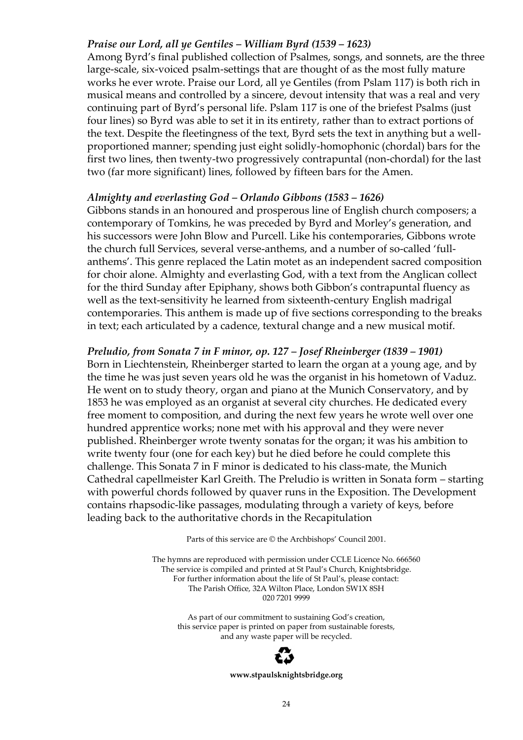### *Praise our Lord, all ye Gentiles – William Byrd (1539 – 1623)*

Among Byrd's final published collection of Psalmes, songs, and sonnets, are the three large-scale, six-voiced psalm-settings that are thought of as the most fully mature works he ever wrote. Praise our Lord, all ye Gentiles (from Pslam 117) is both rich in musical means and controlled by a sincere, devout intensity that was a real and very continuing part of Byrd's personal life. Pslam 117 is one of the briefest Psalms (just four lines) so Byrd was able to set it in its entirety, rather than to extract portions of the text. Despite the fleetingness of the text, Byrd sets the text in anything but a well-proportioned manner; spending just eight solidly-homophonic (chordal) bars for the first two lines, then twenty-two progressively contrapuntal (non-chordal) for the last two (far more significant) lines, followed by fifteen bars for the Amen.

### *Almighty and everlasting God – Orlando Gibbons (1583 – 1626)*

Gibbons stands in an honoured and prosperous line of English church composers; a contemporary of Tomkins, he was preceded by Byrd and Morley's generation, and his successors were John Blow and Purcell. Like his contemporaries, Gibbons wrote the church full Services, several verse-anthems, and a number of so-called 'full-anthems'. This genre replaced the Latin motet as an independent sacred composition for choir alone. Almighty and everlasting God, with a text from the Anglican collect for the third Sunday after Epiphany, shows both Gibbon's contrapuntal fluency as well as the text-sensitivity he learned from sixteenth-century English madrigal contemporaries. This anthem is made up of five sections corresponding to the breaks in text; each articulated by a cadence, textural change and a new musical motif.

### *Preludio, from Sonata 7 in F minor, op. 127 – Josef Rheinberger (1839 – 1901)*

Born in Liechtenstein, Rheinberger started to learn the organ at a young age, and by the time he was just seven years old he was the organist in his hometown of Vaduz. He went on to study theory, organ and piano at the Munich Conservatory, and by 1853 he was employed as an organist at several city churches. He dedicated every free moment to composition, and during the next few years he wrote well over one hundred apprentice works; none met with his approval and they were never published. Rheinberger wrote twenty sonatas for the organ; it was his ambition to write twenty four (one for each key) but he died before he could complete this challenge. This Sonata 7 in F minor is dedicated to his class-mate, the Munich Cathedral capellmeister Karl Greith. The Preludio is written in Sonata form – starting with powerful chords followed by quaver runs in the Exposition. The Development contains rhapsodic-like passages, modulating through a variety of keys, before leading back to the authoritative chords in the Recapitulation

Parts of this service are © the Archbishops' Council 2001.

The hymns are reproduced with permission under CCLE Licence No. 666560
The service is compiled and printed at St Paul's Church, Knightsbridge.
For further information about the life of St Paul's, please contact:
The Parish Office, 32A Wilton Place, London SW1X 8SH
020 7201 9999

As part of our commitment to sustaining God's creation,
this service paper is printed on paper from sustainable forests,
and any waste paper will be recycled.

**www.stpaulsknightsbridge.org**